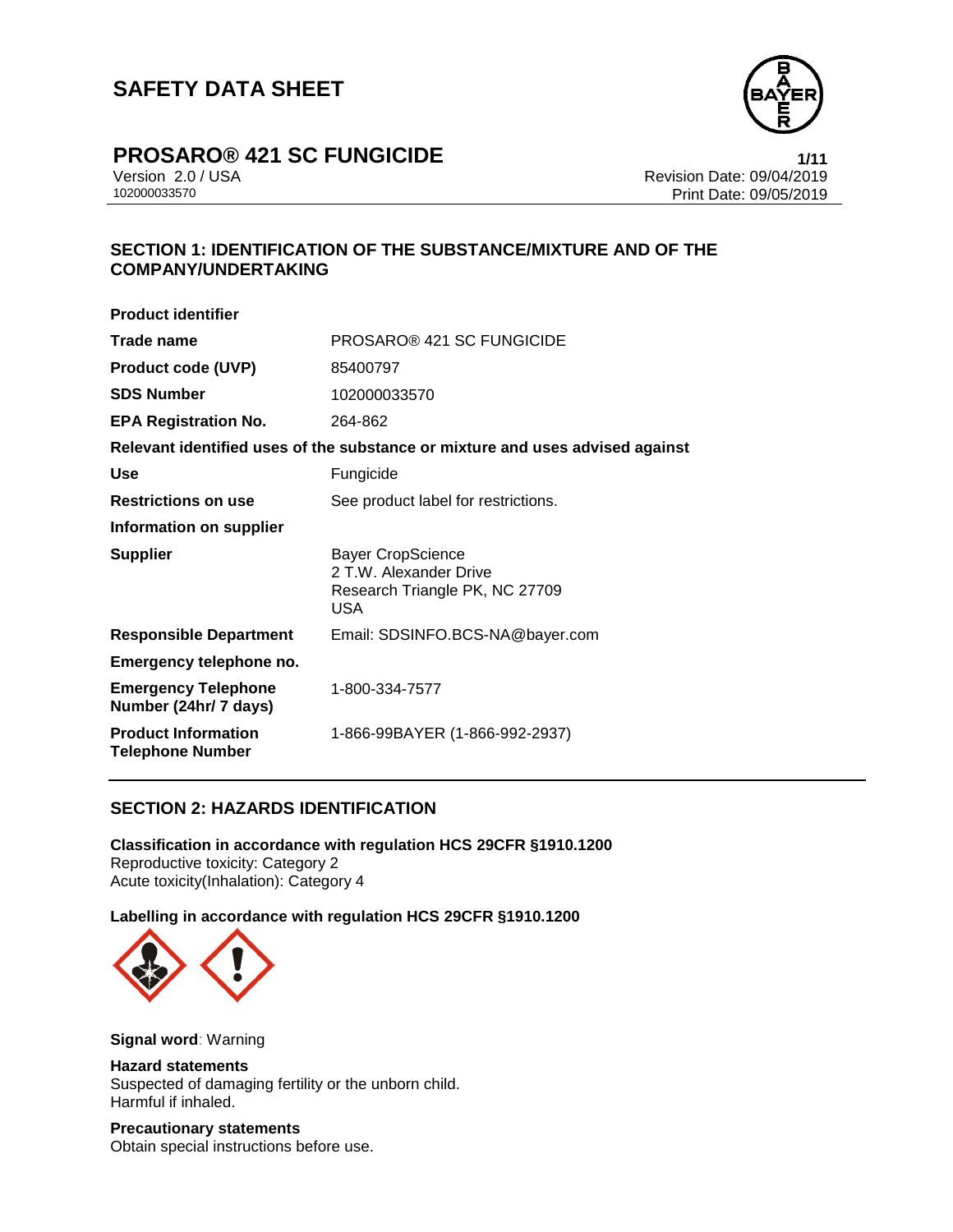# SAFETY DATA SHEET

# PROSARO® 421 SC FUNGICIDE

Version 2.0 / USA
102000033570

Revision Date: 09/04/2019
Print Date: 09/05/2019

## SECTION 1: IDENTIFICATION OF THE SUBSTANCE/MIXTURE AND OF THE COMPANY/UNDERTAKING

**Product identifier**

| | |
|---|---|
| **Trade name** | PROSARO® 421 SC FUNGICIDE |
| **Product code (UVP)** | 85400797 |
| **SDS Number** | 102000033570 |
| **EPA Registration No.** | 264-862 |

**Relevant identified uses of the substance or mixture and uses advised against**

| | |
|---|---|
| **Use** | Fungicide |
| **Restrictions on use** | See product label for restrictions. |

**Information on supplier**

| | |
|---|---|
| **Supplier** | Bayer CropScience<br>2 T.W. Alexander Drive<br>Research Triangle PK, NC 27709<br>USA |
| **Responsible Department** | Email: SDSINFO.BCS-NA@bayer.com |

**Emergency telephone no.**

| | |
|---|---|
| **Emergency Telephone Number (24hr/ 7 days)** | 1-800-334-7577 |
| **Product Information Telephone Number** | 1-866-99BAYER (1-866-992-2937) |

## SECTION 2: HAZARDS IDENTIFICATION

**Classification in accordance with regulation HCS 29CFR §1910.1200**
Reproductive toxicity: Category 2
Acute toxicity(Inhalation): Category 4

**Labelling in accordance with regulation HCS 29CFR §1910.1200**

**Signal word**: Warning

**Hazard statements**
Suspected of damaging fertility or the unborn child.
Harmful if inhaled.

**Precautionary statements**
Obtain special instructions before use.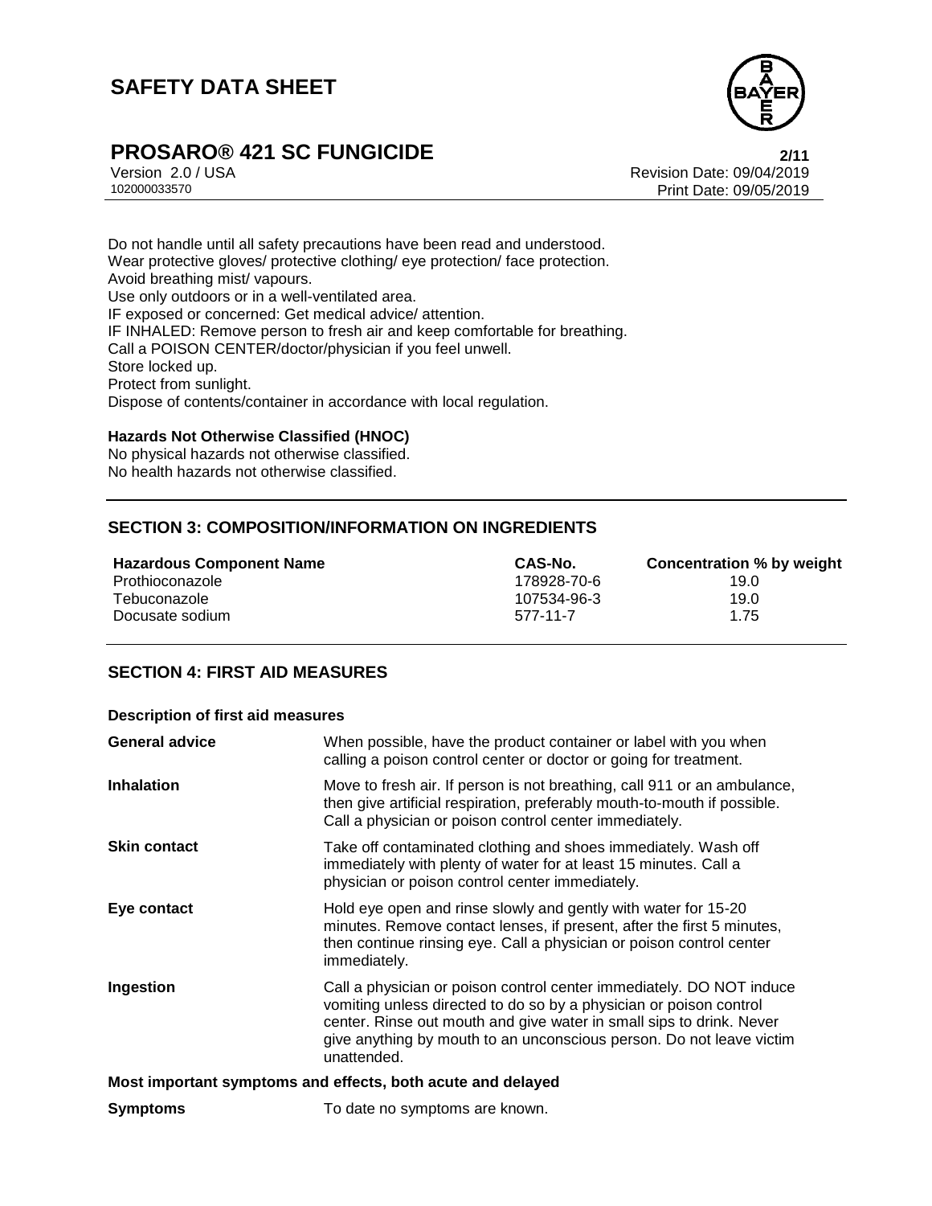Do not handle until all safety precautions have been read and understood.
Wear protective gloves/ protective clothing/ eye protection/ face protection.
Avoid breathing mist/ vapours.
Use only outdoors or in a well-ventilated area.
IF exposed or concerned: Get medical advice/ attention.
IF INHALED: Remove person to fresh air and keep comfortable for breathing.
Call a POISON CENTER/doctor/physician if you feel unwell.
Store locked up.
Protect from sunlight.
Dispose of contents/container in accordance with local regulation.

**Hazards Not Otherwise Classified (HNOC)**

No physical hazards not otherwise classified.
No health hazards not otherwise classified.

## SECTION 3: COMPOSITION/INFORMATION ON INGREDIENTS

| Hazardous Component Name | CAS-No. | Concentration % by weight |
|---|---|---|
| Prothioconazole | 178928-70-6 | 19.0 |
| Tebuconazole | 107534-96-3 | 19.0 |
| Docusate sodium | 577-11-7 | 1.75 |

## SECTION 4: FIRST AID MEASURES

**Description of first aid measures**

| | |
|---|---|
| **General advice** | When possible, have the product container or label with you when calling a poison control center or doctor or going for treatment. |
| **Inhalation** | Move to fresh air. If person is not breathing, call 911 or an ambulance, then give artificial respiration, preferably mouth-to-mouth if possible. Call a physician or poison control center immediately. |
| **Skin contact** | Take off contaminated clothing and shoes immediately. Wash off immediately with plenty of water for at least 15 minutes. Call a physician or poison control center immediately. |
| **Eye contact** | Hold eye open and rinse slowly and gently with water for 15-20 minutes. Remove contact lenses, if present, after the first 5 minutes, then continue rinsing eye. Call a physician or poison control center immediately. |
| **Ingestion** | Call a physician or poison control center immediately. DO NOT induce vomiting unless directed to do so by a physician or poison control center. Rinse out mouth and give water in small sips to drink. Never give anything by mouth to an unconscious person. Do not leave victim unattended. |

**Most important symptoms and effects, both acute and delayed**

| | |
|---|---|
| **Symptoms** | To date no symptoms are known. |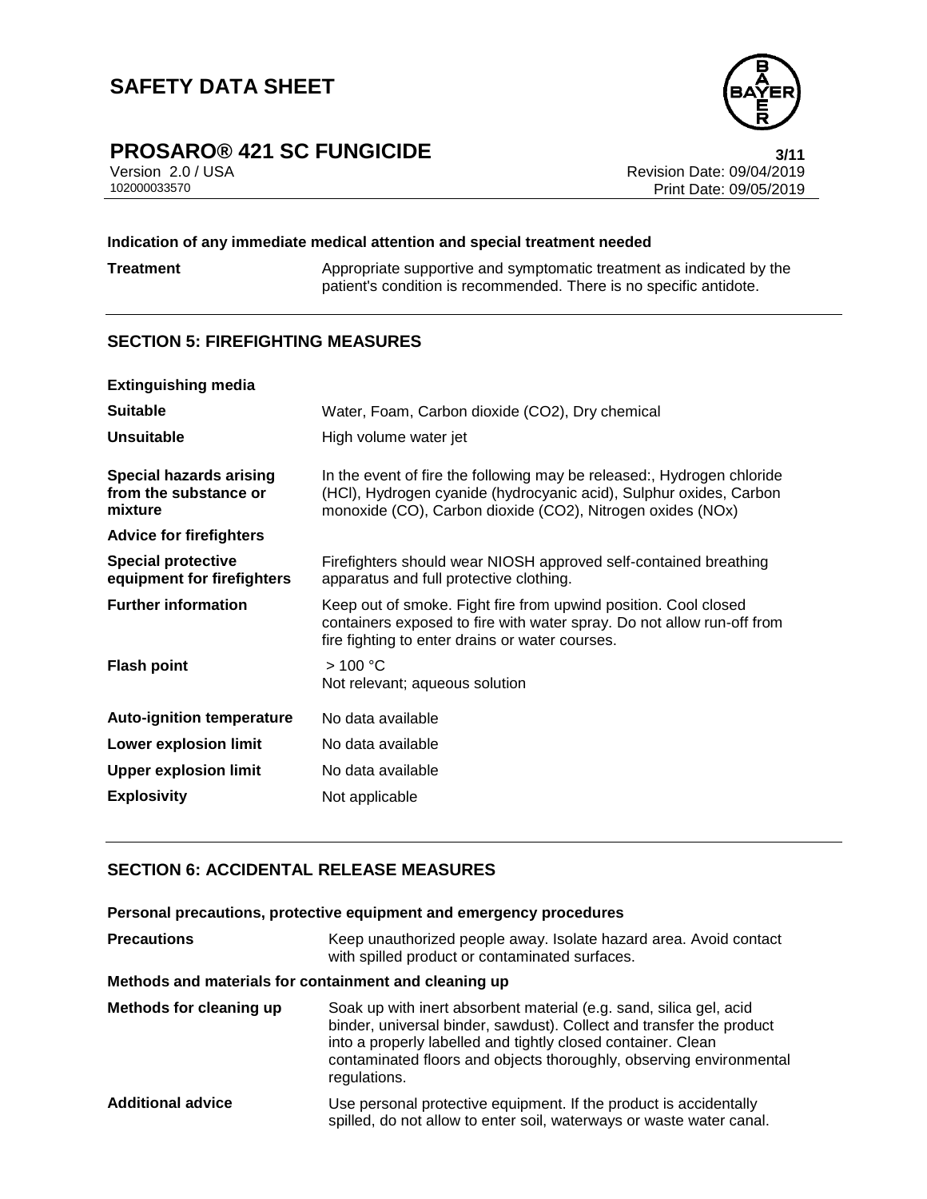**Indication of any immediate medical attention and special treatment needed**

| | |
|---|---|
| **Treatment** | Appropriate supportive and symptomatic treatment as indicated by the patient's condition is recommended. There is no specific antidote. |

## SECTION 5: FIREFIGHTING MEASURES

| | |
|---|---|
| **Extinguishing media** | |
| **Suitable** | Water, Foam, Carbon dioxide ($CO_2$), Dry chemical |
| **Unsuitable** | High volume water jet |
| **Special hazards arising from the substance or mixture** | In the event of fire the following may be released:, Hydrogen chloride (HCl), Hydrogen cyanide (hydrocyanic acid), Sulphur oxides, Carbon monoxide (CO), Carbon dioxide ($CO_2$), Nitrogen oxides ($NO_x$) |
| **Advice for firefighters** | |
| **Special protective equipment for firefighters** | Firefighters should wear NIOSH approved self-contained breathing apparatus and full protective clothing. |
| **Further information** | Keep out of smoke. Fight fire from upwind position. Cool closed containers exposed to fire with water spray. Do not allow run-off from fire fighting to enter drains or water courses. |
| **Flash point** | > 100 °C<br>Not relevant; aqueous solution |
| **Auto-ignition temperature** | No data available |
| **Lower explosion limit** | No data available |
| **Upper explosion limit** | No data available |
| **Explosivity** | Not applicable |

## SECTION 6: ACCIDENTAL RELEASE MEASURES

**Personal precautions, protective equipment and emergency procedures**

| | |
|---|---|
| **Precautions** | Keep unauthorized people away. Isolate hazard area. Avoid contact with spilled product or contaminated surfaces. |

**Methods and materials for containment and cleaning up**

| | |
|---|---|
| **Methods for cleaning up** | Soak up with inert absorbent material (e.g. sand, silica gel, acid binder, universal binder, sawdust). Collect and transfer the product into a properly labelled and tightly closed container. Clean contaminated floors and objects thoroughly, observing environmental regulations. |
| **Additional advice** | Use personal protective equipment. If the product is accidentally spilled, do not allow to enter soil, waterways or waste water canal. |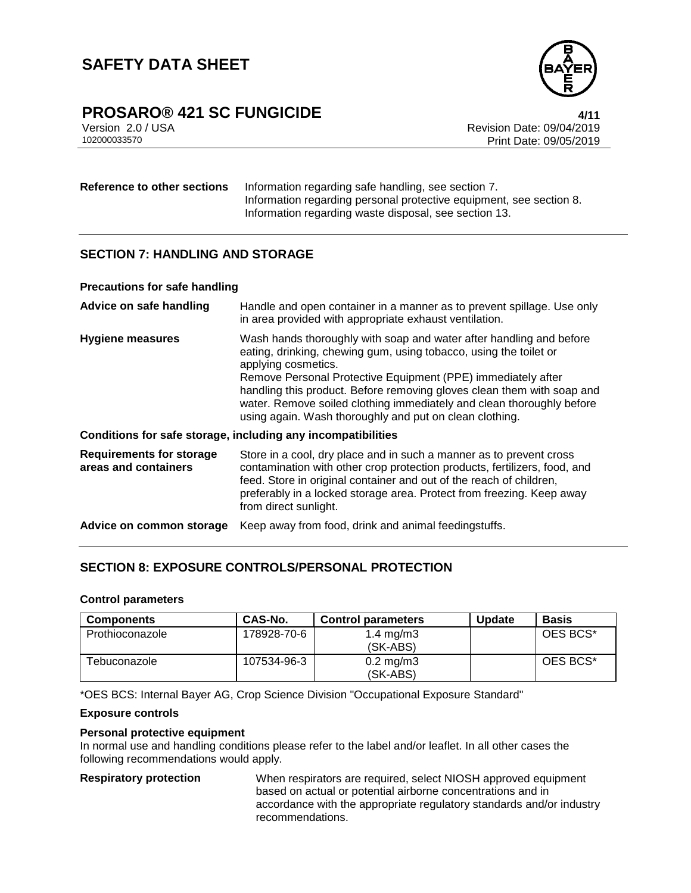**Reference to other sections** Information regarding safe handling, see section 7.
Information regarding personal protective equipment, see section 8.
Information regarding waste disposal, see section 13.

## SECTION 7: HANDLING AND STORAGE

### Precautions for safe handling

**Advice on safe handling** Handle and open container in a manner as to prevent spillage. Use only in area provided with appropriate exhaust ventilation.

**Hygiene measures** Wash hands thoroughly with soap and water after handling and before eating, drinking, chewing gum, using tobacco, using the toilet or applying cosmetics.
Remove Personal Protective Equipment (PPE) immediately after handling this product. Before removing gloves clean them with soap and water. Remove soiled clothing immediately and clean thoroughly before using again. Wash thoroughly and put on clean clothing.

### Conditions for safe storage, including any incompatibilities

**Requirements for storage areas and containers** Store in a cool, dry place and in such a manner as to prevent cross contamination with other crop protection products, fertilizers, food, and feed. Store in original container and out of the reach of children, preferably in a locked storage area. Protect from freezing. Keep away from direct sunlight.

**Advice on common storage** Keep away from food, drink and animal feedingstuffs.

## SECTION 8: EXPOSURE CONTROLS/PERSONAL PROTECTION

### Control parameters

| Components | CAS-No. | Control parameters | Update | Basis |
|---|---|---|---|---|
| Prothioconazole | 178928-70-6 | 1.4 mg/m3 (SK-ABS) | | OES BCS* |
| Tebuconazole | 107534-96-3 | 0.2 mg/m3 (SK-ABS) | | OES BCS* |

*OES BCS: Internal Bayer AG, Crop Science Division "Occupational Exposure Standard"

### Exposure controls

**Personal protective equipment**

In normal use and handling conditions please refer to the label and/or leaflet. In all other cases the following recommendations would apply.

**Respiratory protection** When respirators are required, select NIOSH approved equipment based on actual or potential airborne concentrations and in accordance with the appropriate regulatory standards and/or industry recommendations.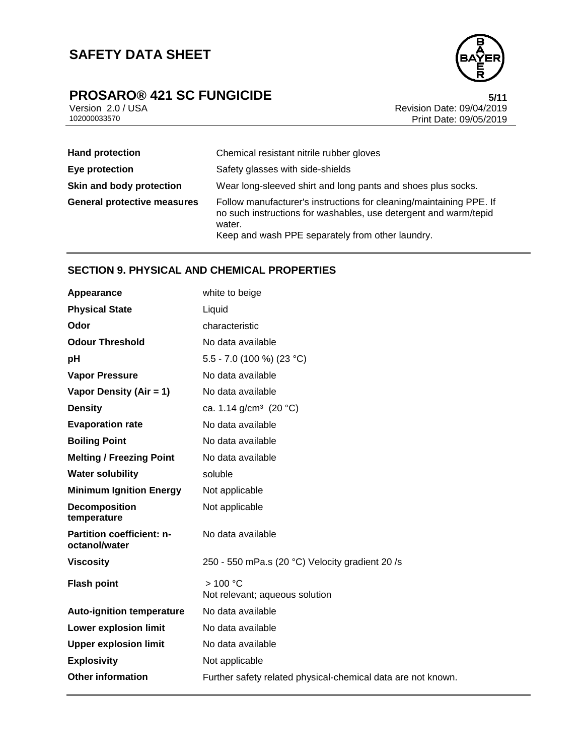| | |
|---|---|
| **Hand protection** | Chemical resistant nitrile rubber gloves |
| **Eye protection** | Safety glasses with side-shields |
| **Skin and body protection** | Wear long-sleeved shirt and long pants and shoes plus socks. |
| **General protective measures** | Follow manufacturer's instructions for cleaning/maintaining PPE. If no such instructions for washables, use detergent and warm/tepid water.<br>Keep and wash PPE separately from other laundry. |

## SECTION 9. PHYSICAL AND CHEMICAL PROPERTIES

| | |
|---|---|
| **Appearance** | white to beige |
| **Physical State** | Liquid |
| **Odor** | characteristic |
| **Odour Threshold** | No data available |
| **pH** | 5.5 - 7.0 (100 %) (23 °C) |
| **Vapor Pressure** | No data available |
| **Vapor Density (Air = 1)** | No data available |
| **Density** | ca. 1.14 g/cm³ (20 °C) |
| **Evaporation rate** | No data available |
| **Boiling Point** | No data available |
| **Melting / Freezing Point** | No data available |
| **Water solubility** | soluble |
| **Minimum Ignition Energy** | Not applicable |
| **Decomposition temperature** | Not applicable |
| **Partition coefficient: n-octanol/water** | No data available |
| **Viscosity** | 250 - 550 mPa.s (20 °C) Velocity gradient 20 /s |
| **Flash point** | > 100 °C<br>Not relevant; aqueous solution |
| **Auto-ignition temperature** | No data available |
| **Lower explosion limit** | No data available |
| **Upper explosion limit** | No data available |
| **Explosivity** | Not applicable |
| **Other information** | Further safety related physical-chemical data are not known. |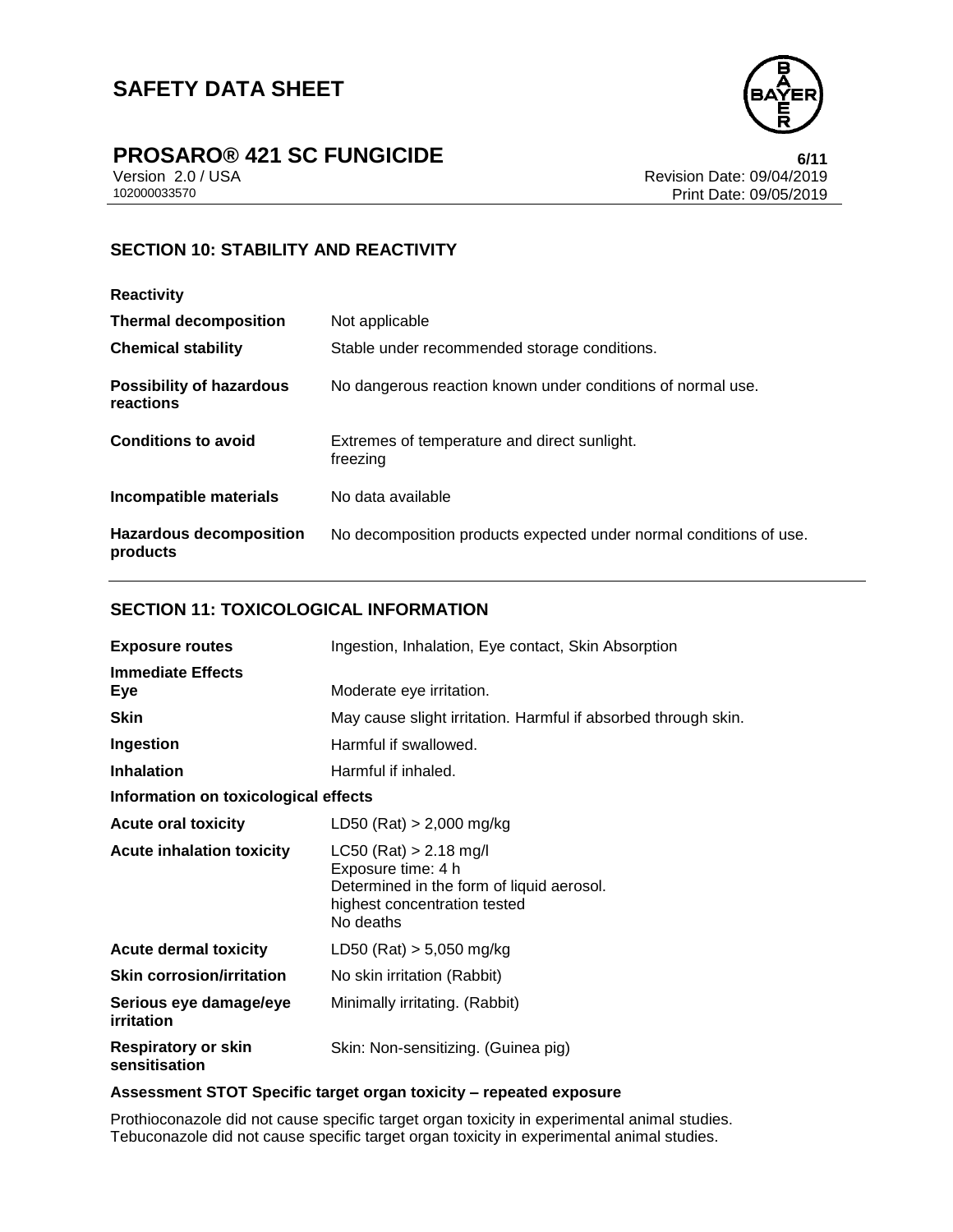## SECTION 10: STABILITY AND REACTIVITY

**Reactivity**

| | |
|---|---|
| **Thermal decomposition** | Not applicable |
| **Chemical stability** | Stable under recommended storage conditions. |
| **Possibility of hazardous reactions** | No dangerous reaction known under conditions of normal use. |
| **Conditions to avoid** | Extremes of temperature and direct sunlight.<br>freezing |
| **Incompatible materials** | No data available |
| **Hazardous decomposition products** | No decomposition products expected under normal conditions of use. |

## SECTION 11: TOXICOLOGICAL INFORMATION

| | |
|---|---|
| **Exposure routes** | Ingestion, Inhalation, Eye contact, Skin Absorption |

**Immediate Effects**

| | |
|---|---|
| **Eye** | Moderate eye irritation. |
| **Skin** | May cause slight irritation. Harmful if absorbed through skin. |
| **Ingestion** | Harmful if swallowed. |
| **Inhalation** | Harmful if inhaled. |

**Information on toxicological effects**

| | |
|---|---|
| **Acute oral toxicity** | LD50 (Rat) > 2,000 mg/kg |
| **Acute inhalation toxicity** | LC50 (Rat) > 2.18 mg/l<br>Exposure time: 4 h<br>Determined in the form of liquid aerosol.<br>highest concentration tested<br>No deaths |
| **Acute dermal toxicity** | LD50 (Rat) > 5,050 mg/kg |
| **Skin corrosion/irritation** | No skin irritation (Rabbit) |
| **Serious eye damage/eye irritation** | Minimally irritating. (Rabbit) |
| **Respiratory or skin sensitisation** | Skin: Non-sensitizing. (Guinea pig) |

**Assessment STOT Specific target organ toxicity – repeated exposure**

Prothioconazole did not cause specific target organ toxicity in experimental animal studies.
Tebuconazole did not cause specific target organ toxicity in experimental animal studies.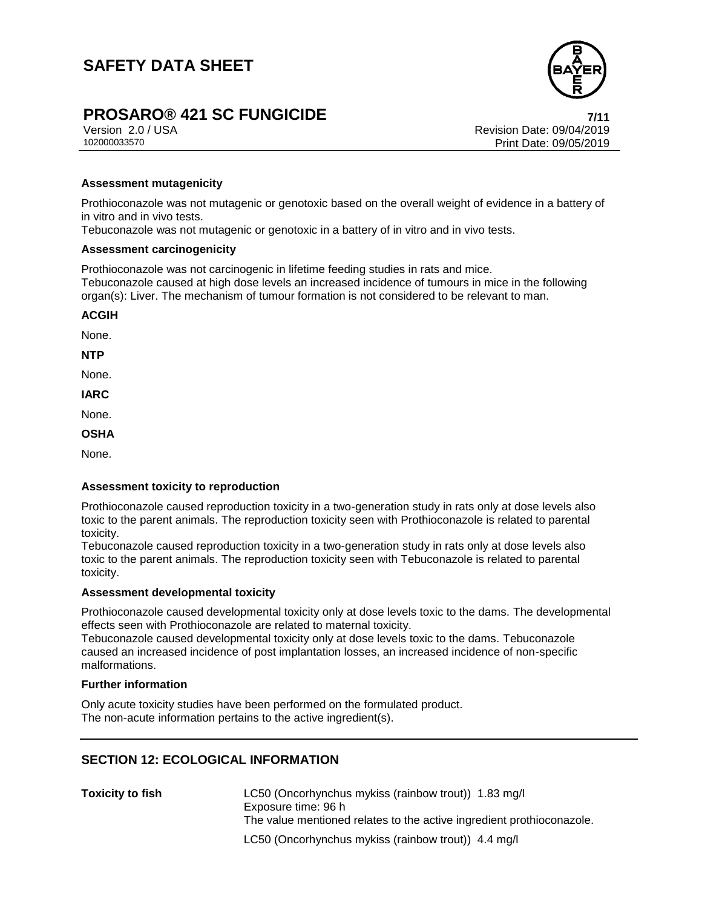**Assessment mutagenicity**

Prothioconazole was not mutagenic or genotoxic based on the overall weight of evidence in a battery of in vitro and in vivo tests.
Tebuconazole was not mutagenic or genotoxic in a battery of in vitro and in vivo tests.

**Assessment carcinogenicity**

Prothioconazole was not carcinogenic in lifetime feeding studies in rats and mice.
Tebuconazole caused at high dose levels an increased incidence of tumours in mice in the following organ(s): Liver. The mechanism of tumour formation is not considered to be relevant to man.

**ACGIH**

None.

**NTP**

None.

**IARC**

None.

**OSHA**

None.

**Assessment toxicity to reproduction**

Prothioconazole caused reproduction toxicity in a two-generation study in rats only at dose levels also toxic to the parent animals. The reproduction toxicity seen with Prothioconazole is related to parental toxicity.
Tebuconazole caused reproduction toxicity in a two-generation study in rats only at dose levels also toxic to the parent animals. The reproduction toxicity seen with Tebuconazole is related to parental toxicity.

**Assessment developmental toxicity**

Prothioconazole caused developmental toxicity only at dose levels toxic to the dams. The developmental effects seen with Prothioconazole are related to maternal toxicity.
Tebuconazole caused developmental toxicity only at dose levels toxic to the dams. Tebuconazole caused an increased incidence of post implantation losses, an increased incidence of non-specific malformations.

**Further information**

Only acute toxicity studies have been performed on the formulated product.
The non-acute information pertains to the active ingredient(s).

## SECTION 12: ECOLOGICAL INFORMATION

**Toxicity to fish**

LC50 (Oncorhynchus mykiss (rainbow trout)) 1.83 mg/l
Exposure time: 96 h
The value mentioned relates to the active ingredient prothioconazole.

LC50 (Oncorhynchus mykiss (rainbow trout)) 4.4 mg/l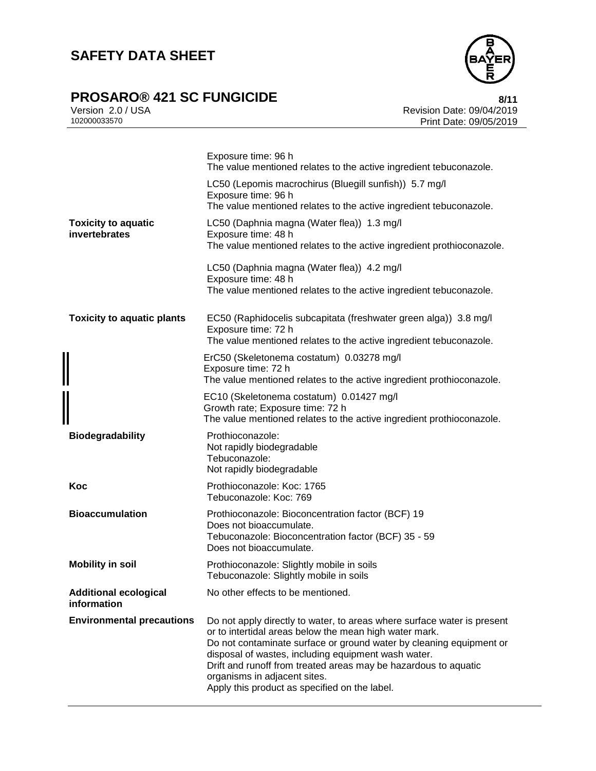| | |
|---|---|
| | Exposure time: 96 h<br>The value mentioned relates to the active ingredient tebuconazole. |
| | LC50 (Lepomis macrochirus (Bluegill sunfish)) 5.7 mg/l<br>Exposure time: 96 h<br>The value mentioned relates to the active ingredient tebuconazole. |
| **Toxicity to aquatic invertebrates** | LC50 (Daphnia magna (Water flea)) 1.3 mg/l<br>Exposure time: 48 h<br>The value mentioned relates to the active ingredient prothioconazole.<br><br>LC50 (Daphnia magna (Water flea)) 4.2 mg/l<br>Exposure time: 48 h<br>The value mentioned relates to the active ingredient tebuconazole. |
| **Toxicity to aquatic plants** | EC50 (Raphidocelis subcapitata (freshwater green alga)) 3.8 mg/l<br>Exposure time: 72 h<br>The value mentioned relates to the active ingredient tebuconazole. |
| | ErC50 (Skeletonema costatum) 0.03278 mg/l<br>Exposure time: 72 h<br>The value mentioned relates to the active ingredient prothioconazole. |
| | EC10 (Skeletonema costatum) 0.01427 mg/l<br>Growth rate; Exposure time: 72 h<br>The value mentioned relates to the active ingredient prothioconazole. |
| **Biodegradability** | Prothioconazole:<br>Not rapidly biodegradable<br>Tebuconazole:<br>Not rapidly biodegradable |
| **Koc** | Prothioconazole: Koc: 1765<br>Tebuconazole: Koc: 769 |
| **Bioaccumulation** | Prothioconazole: Bioconcentration factor (BCF) 19<br>Does not bioaccumulate.<br>Tebuconazole: Bioconcentration factor (BCF) 35 - 59<br>Does not bioaccumulate. |
| **Mobility in soil** | Prothioconazole: Slightly mobile in soils<br>Tebuconazole: Slightly mobile in soils |
| **Additional ecological information** | No other effects to be mentioned. |
| **Environmental precautions** | Do not apply directly to water, to areas where surface water is present or to intertidal areas below the mean high water mark.<br>Do not contaminate surface or ground water by cleaning equipment or disposal of wastes, including equipment wash water.<br>Drift and runoff from treated areas may be hazardous to aquatic organisms in adjacent sites.<br>Apply this product as specified on the label. |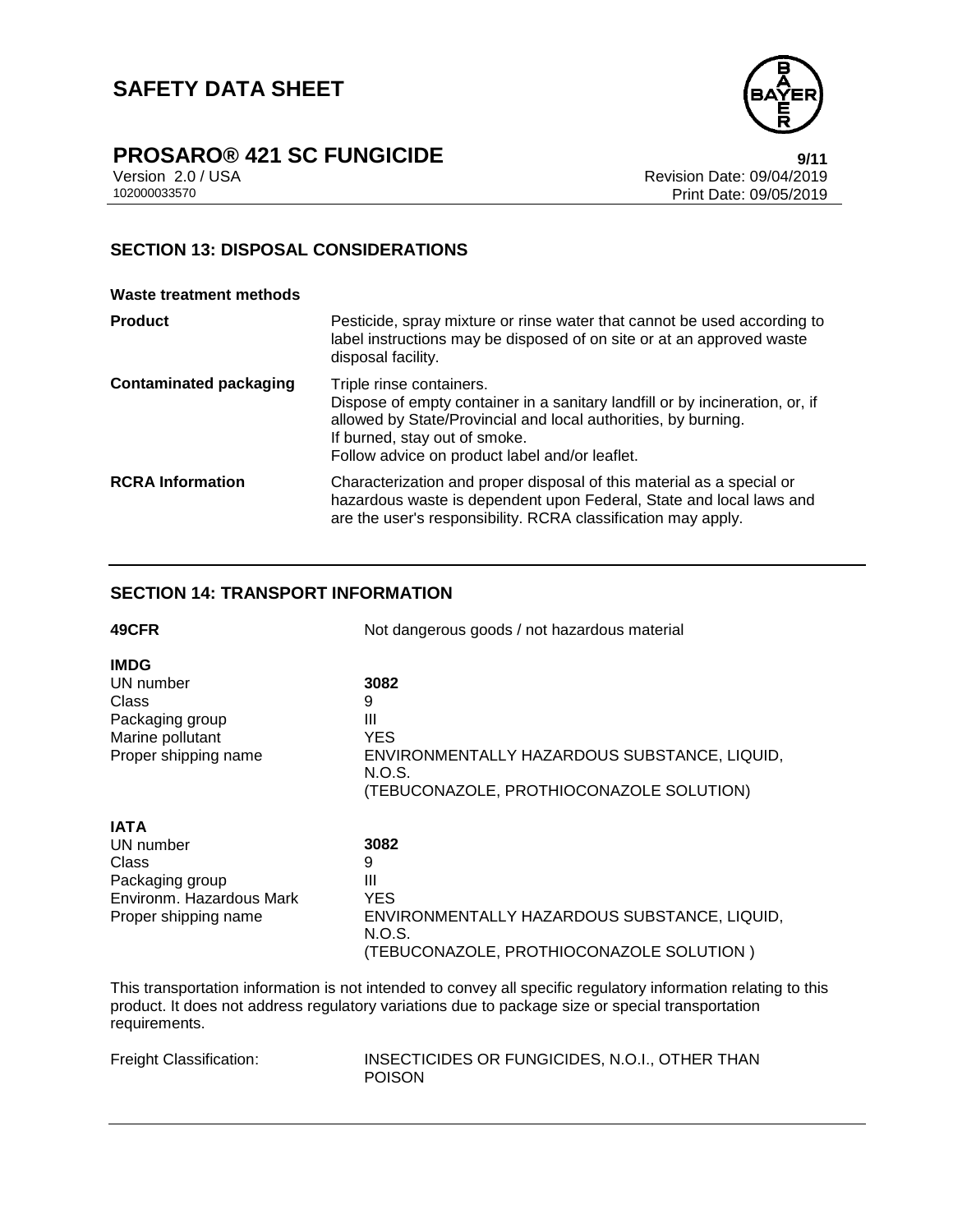## SECTION 13: DISPOSAL CONSIDERATIONS

**Waste treatment methods**

| | |
|---|---|
| **Product** | Pesticide, spray mixture or rinse water that cannot be used according to label instructions may be disposed of on site or at an approved waste disposal facility. |
| **Contaminated packaging** | Triple rinse containers.<br>Dispose of empty container in a sanitary landfill or by incineration, or, if allowed by State/Provincial and local authorities, by burning.<br>If burned, stay out of smoke.<br>Follow advice on product label and/or leaflet. |
| **RCRA Information** | Characterization and proper disposal of this material as a special or hazardous waste is dependent upon Federal, State and local laws and are the user's responsibility. RCRA classification may apply. |

## SECTION 14: TRANSPORT INFORMATION

**49CFR** Not dangerous goods / not hazardous material

**IMDG**

| | |
|---|---|
| UN number | **3082** |
| Class | 9 |
| Packaging group | III |
| Marine pollutant | YES |
| Proper shipping name | ENVIRONMENTALLY HAZARDOUS SUBSTANCE, LIQUID, N.O.S.<br>(TEBUCONAZOLE, PROTHIOCONAZOLE SOLUTION) |

**IATA**

| | |
|---|---|
| UN number | **3082** |
| Class | 9 |
| Packaging group | III |
| Environm. Hazardous Mark | YES |
| Proper shipping name | ENVIRONMENTALLY HAZARDOUS SUBSTANCE, LIQUID, N.O.S.<br>(TEBUCONAZOLE, PROTHIOCONAZOLE SOLUTION ) |

This transportation information is not intended to convey all specific regulatory information relating to this product. It does not address regulatory variations due to package size or special transportation requirements.

Freight Classification: INSECTICIDES OR FUNGICIDES, N.O.I., OTHER THAN POISON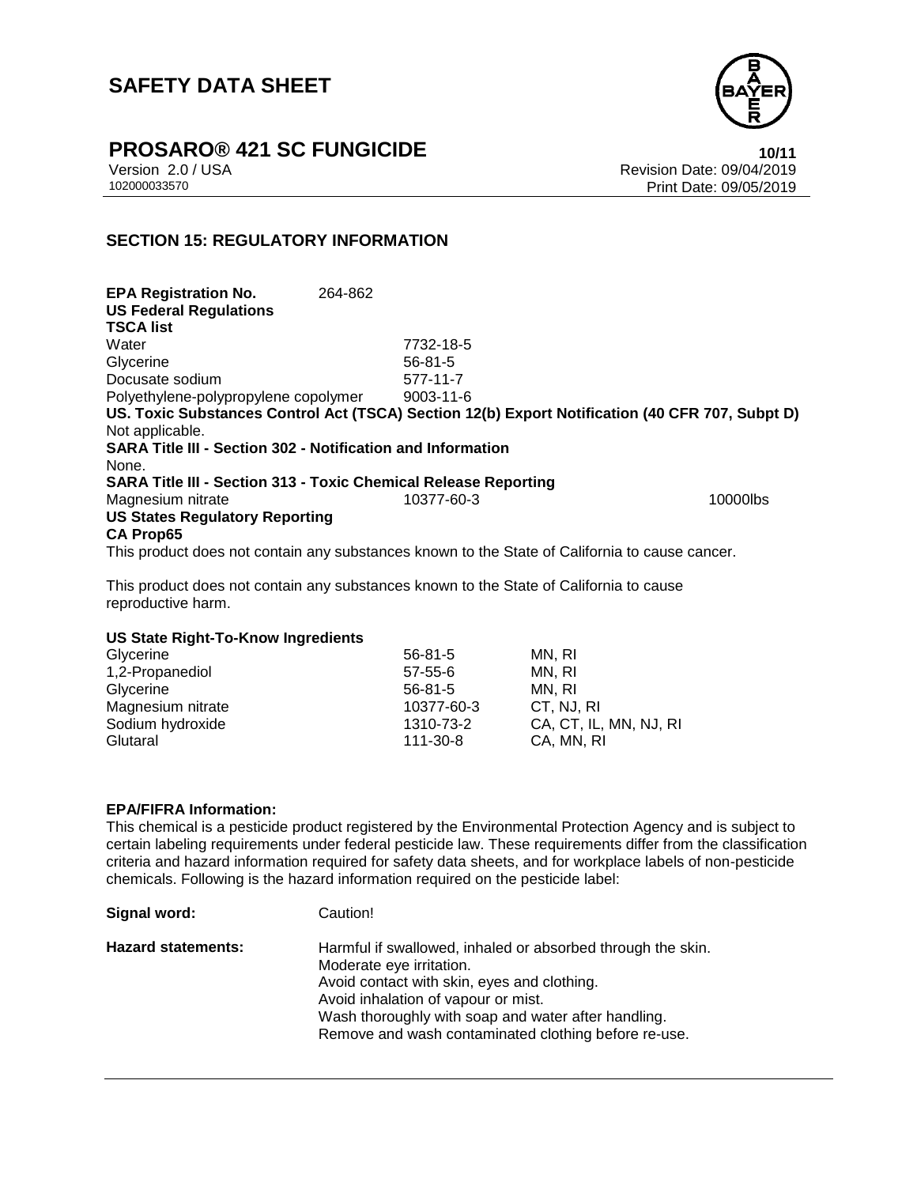## SECTION 15: REGULATORY INFORMATION

**EPA Registration No.** 264-862

**US Federal Regulations**

**TSCA list**

| | |
|---|---|
| Water | 7732-18-5 |
| Glycerine | 56-81-5 |
| Docusate sodium | 577-11-7 |
| Polyethylene-polypropylene copolymer | 9003-11-6 |

**US. Toxic Substances Control Act (TSCA) Section 12(b) Export Notification (40 CFR 707, Subpt D)**

Not applicable.

**SARA Title III - Section 302 - Notification and Information**

None.

**SARA Title III - Section 313 - Toxic Chemical Release Reporting**

| | | |
|---|---|---|
| Magnesium nitrate | 10377-60-3 | 10000lbs |

**US States Regulatory Reporting**

**CA Prop65**

This product does not contain any substances known to the State of California to cause cancer.

This product does not contain any substances known to the State of California to cause reproductive harm.

**US State Right-To-Know Ingredients**

| | | |
|---|---|---|
| Glycerine | 56-81-5 | MN, RI |
| 1,2-Propanediol | 57-55-6 | MN, RI |
| Glycerine | 56-81-5 | MN, RI |
| Magnesium nitrate | 10377-60-3 | CT, NJ, RI |
| Sodium hydroxide | 1310-73-2 | CA, CT, IL, MN, NJ, RI |
| Glutaral | 111-30-8 | CA, MN, RI |

**EPA/FIFRA Information:**

This chemical is a pesticide product registered by the Environmental Protection Agency and is subject to certain labeling requirements under federal pesticide law. These requirements differ from the classification criteria and hazard information required for safety data sheets, and for workplace labels of non-pesticide chemicals. Following is the hazard information required on the pesticide label:

**Signal word:** Caution!

**Hazard statements:**
Harmful if swallowed, inhaled or absorbed through the skin.
Moderate eye irritation.
Avoid contact with skin, eyes and clothing.
Avoid inhalation of vapour or mist.
Wash thoroughly with soap and water after handling.
Remove and wash contaminated clothing before re-use.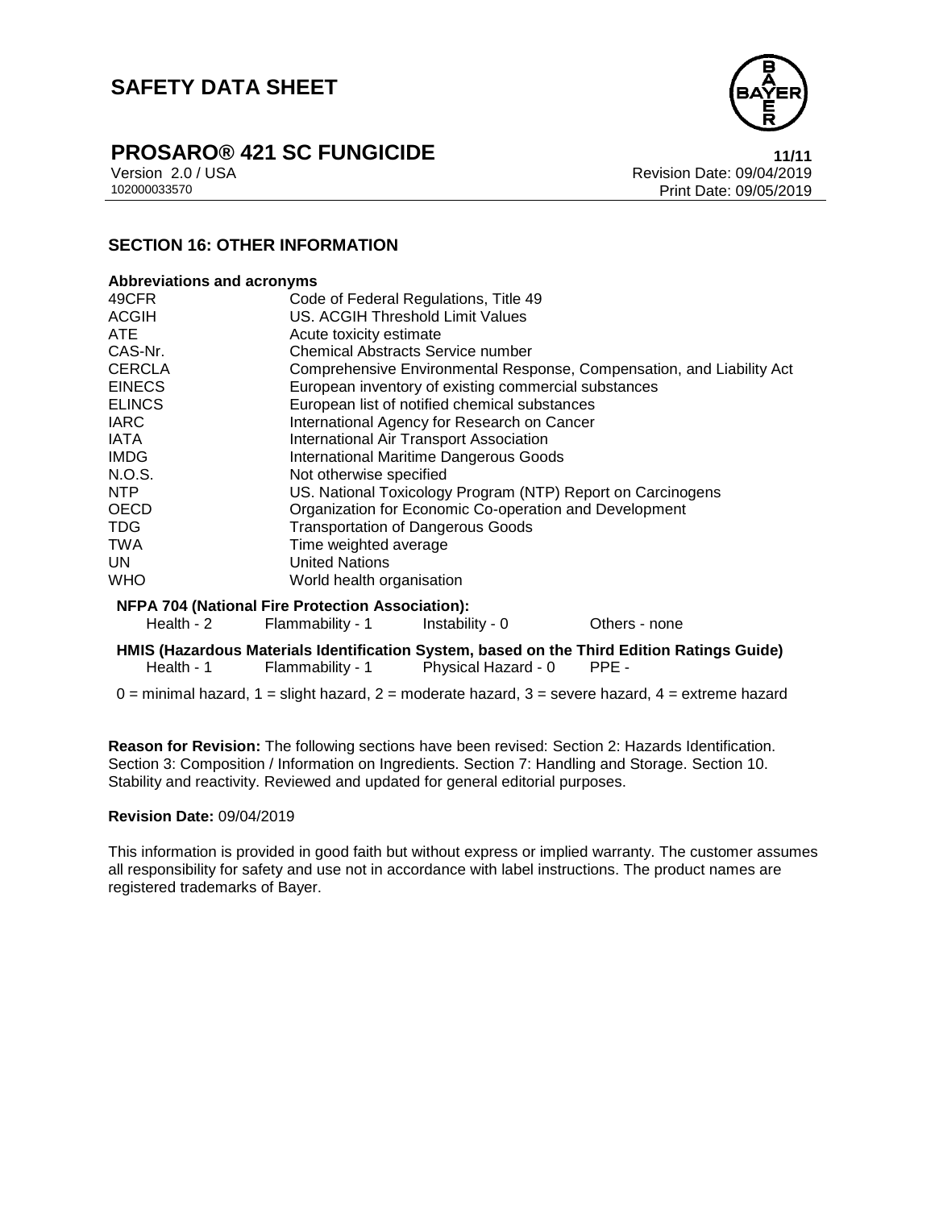## SECTION 16: OTHER INFORMATION

**Abbreviations and acronyms**

| | |
|---|---|
| 49CFR | Code of Federal Regulations, Title 49 |
| ACGIH | US. ACGIH Threshold Limit Values |
| ATE | Acute toxicity estimate |
| CAS-Nr. | Chemical Abstracts Service number |
| CERCLA | Comprehensive Environmental Response, Compensation, and Liability Act |
| EINECS | European inventory of existing commercial substances |
| ELINCS | European list of notified chemical substances |
| IARC | International Agency for Research on Cancer |
| IATA | International Air Transport Association |
| IMDG | International Maritime Dangerous Goods |
| N.O.S. | Not otherwise specified |
| NTP | US. National Toxicology Program (NTP) Report on Carcinogens |
| OECD | Organization for Economic Co-operation and Development |
| TDG | Transportation of Dangerous Goods |
| TWA | Time weighted average |
| UN | United Nations |
| WHO | World health organisation |

**NFPA 704 (National Fire Protection Association):**

Health - 2 Flammability - 1 Instability - 0 Others - none

**HMIS (Hazardous Materials Identification System, based on the Third Edition Ratings Guide)**

Health - 1 Flammability - 1 Physical Hazard - 0 PPE -

0 = minimal hazard, 1 = slight hazard, 2 = moderate hazard, 3 = severe hazard, 4 = extreme hazard

**Reason for Revision:** The following sections have been revised: Section 2: Hazards Identification. Section 3: Composition / Information on Ingredients. Section 7: Handling and Storage. Section 10. Stability and reactivity. Reviewed and updated for general editorial purposes.

**Revision Date:** 09/04/2019

This information is provided in good faith but without express or implied warranty. The customer assumes all responsibility for safety and use not in accordance with label instructions. The product names are registered trademarks of Bayer.